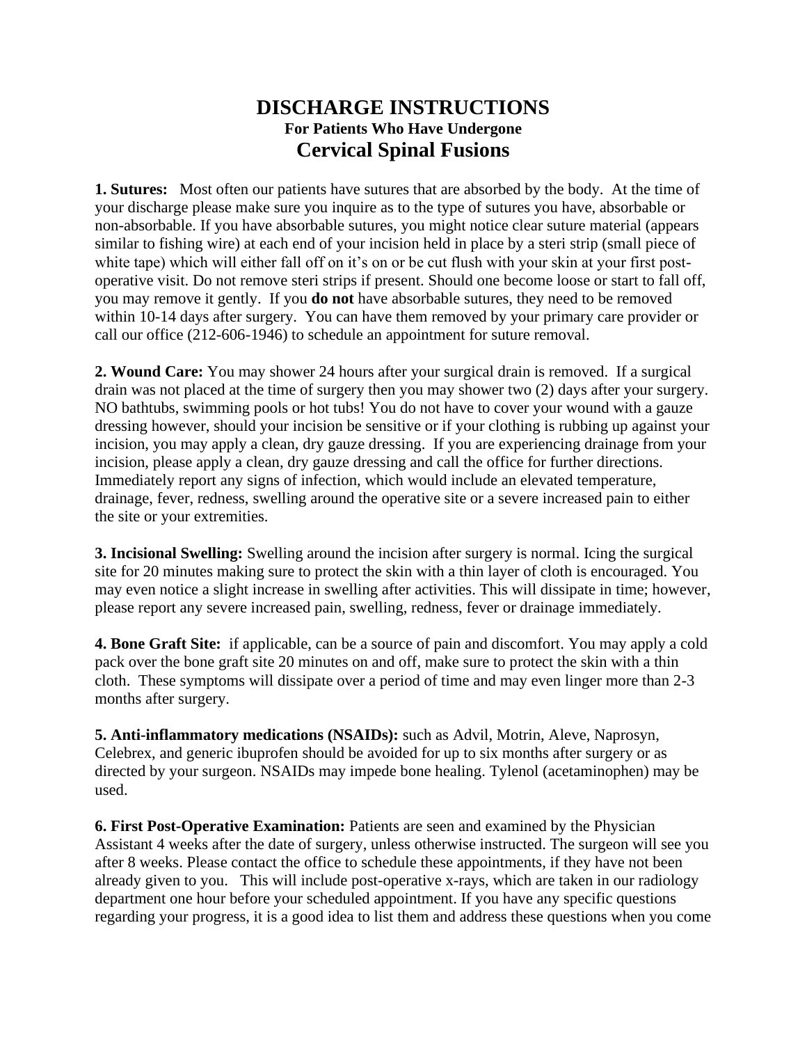# DISCHARGE INSTRUCTIONS

### For Patients Who Have Undergone

## Cervical Spinal Fusions

**1. Sutures:** Most often our patients have sutures that are absorbed by the body. At the time of your discharge please make sure you inquire as to the type of sutures you have, absorbable or non-absorbable. If you have absorbable sutures, you might notice clear suture material (appears similar to fishing wire) at each end of your incision held in place by a steri strip (small piece of white tape) which will either fall off on it's on or be cut flush with your skin at your first post-operative visit. Do not remove steri strips if present. Should one become loose or start to fall off, you may remove it gently. If you **do not** have absorbable sutures, they need to be removed within 10-14 days after surgery. You can have them removed by your primary care provider or call our office (212-606-1946) to schedule an appointment for suture removal.

**2. Wound Care:** You may shower 24 hours after your surgical drain is removed. If a surgical drain was not placed at the time of surgery then you may shower two (2) days after your surgery. NO bathtubs, swimming pools or hot tubs! You do not have to cover your wound with a gauze dressing however, should your incision be sensitive or if your clothing is rubbing up against your incision, you may apply a clean, dry gauze dressing. If you are experiencing drainage from your incision, please apply a clean, dry gauze dressing and call the office for further directions. Immediately report any signs of infection, which would include an elevated temperature, drainage, fever, redness, swelling around the operative site or a severe increased pain to either the site or your extremities.

**3. Incisional Swelling:** Swelling around the incision after surgery is normal. Icing the surgical site for 20 minutes making sure to protect the skin with a thin layer of cloth is encouraged. You may even notice a slight increase in swelling after activities. This will dissipate in time; however, please report any severe increased pain, swelling, redness, fever or drainage immediately.

**4. Bone Graft Site:** if applicable, can be a source of pain and discomfort. You may apply a cold pack over the bone graft site 20 minutes on and off, make sure to protect the skin with a thin cloth. These symptoms will dissipate over a period of time and may even linger more than 2-3 months after surgery.

**5. Anti-inflammatory medications (NSAIDs):** such as Advil, Motrin, Aleve, Naprosyn, Celebrex, and generic ibuprofen should be avoided for up to six months after surgery or as directed by your surgeon. NSAIDs may impede bone healing. Tylenol (acetaminophen) may be used.

**6. First Post-Operative Examination:** Patients are seen and examined by the Physician Assistant 4 weeks after the date of surgery, unless otherwise instructed. The surgeon will see you after 8 weeks. Please contact the office to schedule these appointments, if they have not been already given to you. This will include post-operative x-rays, which are taken in our radiology department one hour before your scheduled appointment. If you have any specific questions regarding your progress, it is a good idea to list them and address these questions when you come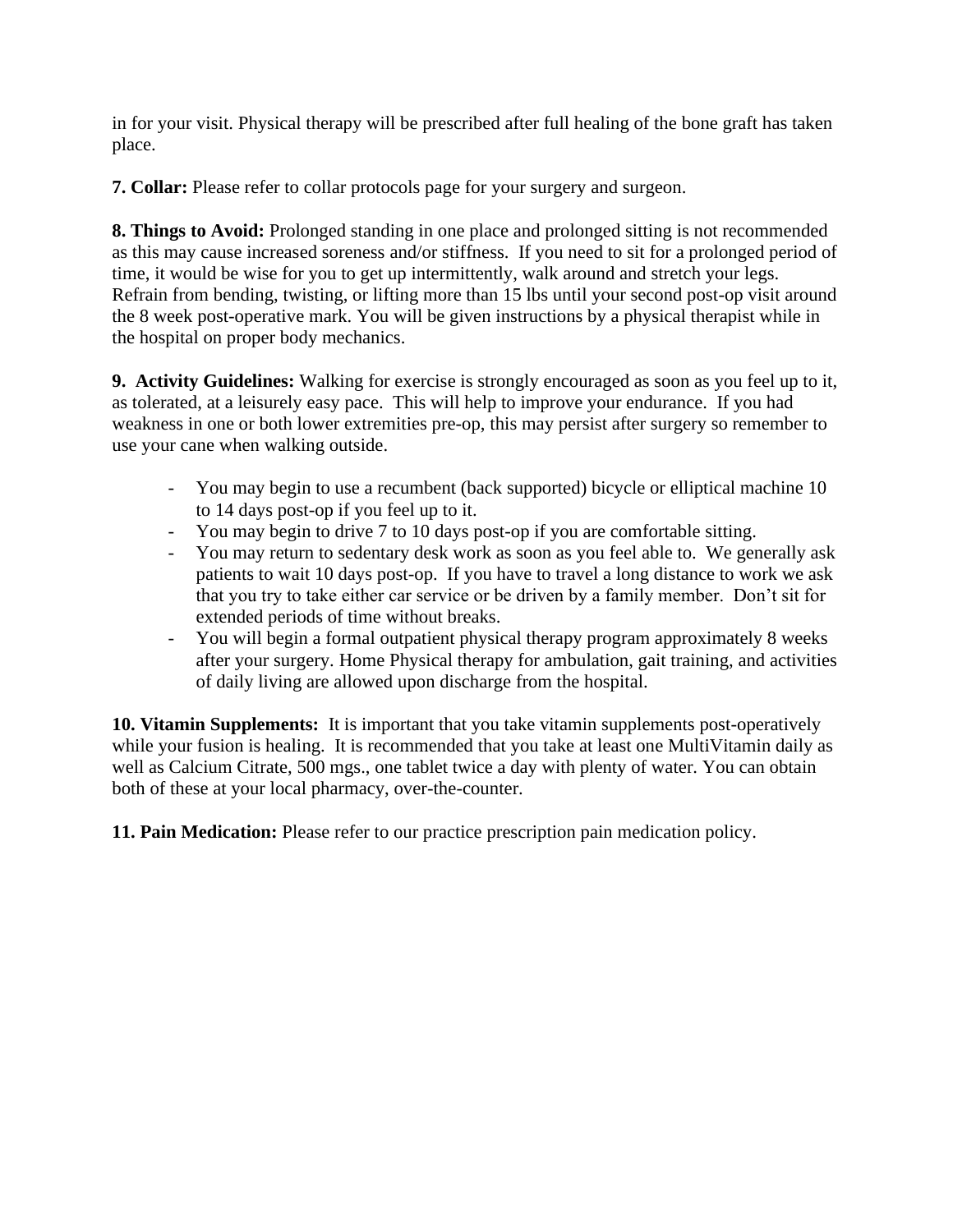in for your visit. Physical therapy will be prescribed after full healing of the bone graft has taken place.

**7. Collar:** Please refer to collar protocols page for your surgery and surgeon.

**8. Things to Avoid:** Prolonged standing in one place and prolonged sitting is not recommended as this may cause increased soreness and/or stiffness. If you need to sit for a prolonged period of time, it would be wise for you to get up intermittently, walk around and stretch your legs. Refrain from bending, twisting, or lifting more than 15 lbs until your second post-op visit around the 8 week post-operative mark. You will be given instructions by a physical therapist while in the hospital on proper body mechanics.

**9. Activity Guidelines:** Walking for exercise is strongly encouraged as soon as you feel up to it, as tolerated, at a leisurely easy pace. This will help to improve your endurance. If you had weakness in one or both lower extremities pre-op, this may persist after surgery so remember to use your cane when walking outside.

- You may begin to use a recumbent (back supported) bicycle or elliptical machine 10 to 14 days post-op if you feel up to it.
- You may begin to drive 7 to 10 days post-op if you are comfortable sitting.
- You may return to sedentary desk work as soon as you feel able to. We generally ask patients to wait 10 days post-op. If you have to travel a long distance to work we ask that you try to take either car service or be driven by a family member. Don't sit for extended periods of time without breaks.
- You will begin a formal outpatient physical therapy program approximately 8 weeks after your surgery. Home Physical therapy for ambulation, gait training, and activities of daily living are allowed upon discharge from the hospital.

**10. Vitamin Supplements:** It is important that you take vitamin supplements post-operatively while your fusion is healing. It is recommended that you take at least one MultiVitamin daily as well as Calcium Citrate, 500 mgs., one tablet twice a day with plenty of water. You can obtain both of these at your local pharmacy, over-the-counter.

**11. Pain Medication:** Please refer to our practice prescription pain medication policy.